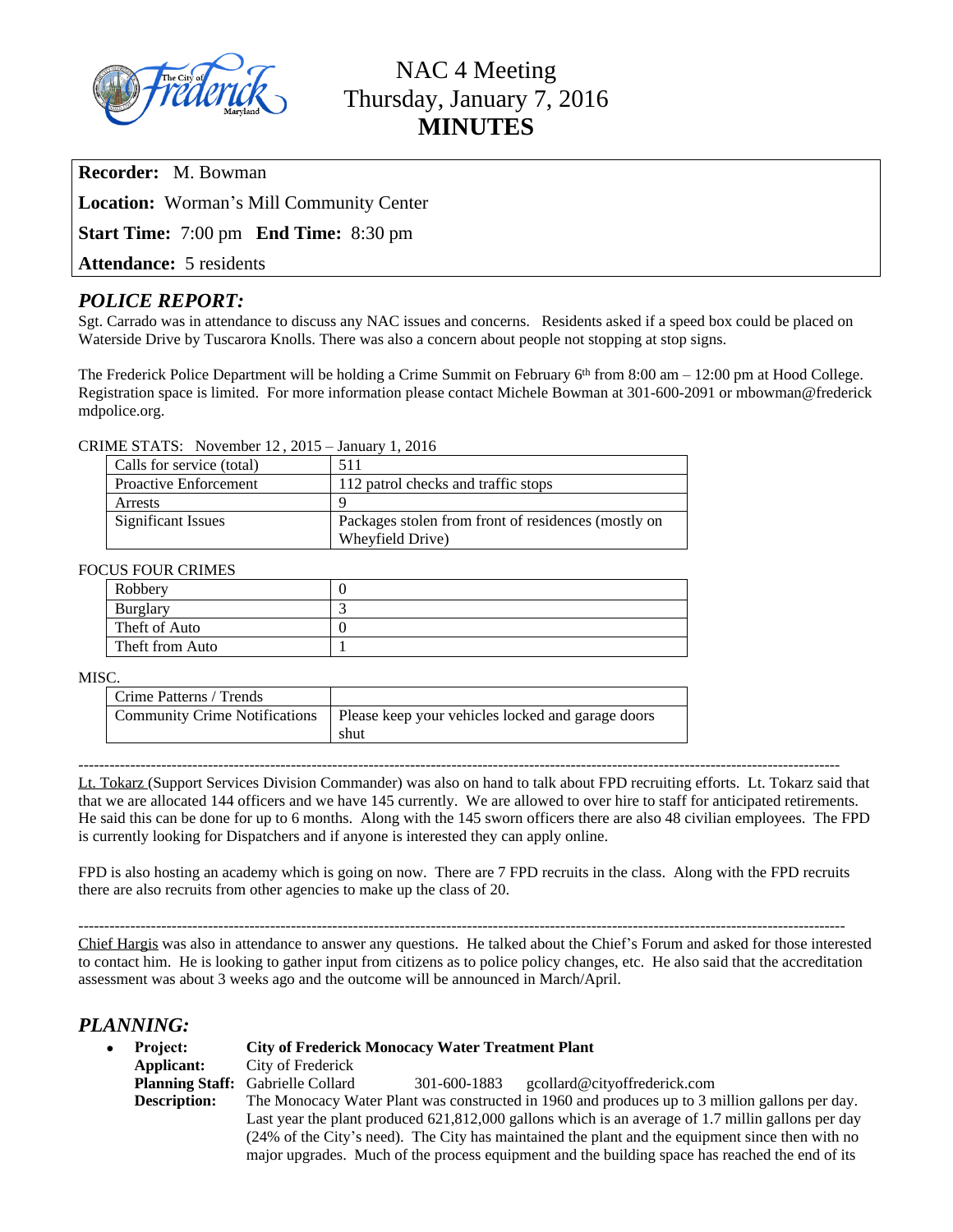# NAC 4 Meeting
## Thursday, January 7, 2016
## MINUTES

**Recorder:** M. Bowman

**Location:** Worman's Mill Community Center

**Start Time:** 7:00 pm **End Time:** 8:30 pm

**Attendance:** 5 residents

## *POLICE REPORT:*

Sgt. Carrado was in attendance to discuss any NAC issues and concerns. Residents asked if a speed box could be placed on Waterside Drive by Tuscarora Knolls. There was also a concern about people not stopping at stop signs.

The Frederick Police Department will be holding a Crime Summit on February 6th from 8:00 am – 12:00 pm at Hood College. Registration space is limited. For more information please contact Michele Bowman at 301-600-2091 or mbowman@frederick mdpolice.org.

CRIME STATS: November 12 , 2015 – January 1, 2016

| | |
|---|---|
| Calls for service (total) | 511 |
| Proactive Enforcement | 112 patrol checks and traffic stops |
| Arrests | 9 |
| Significant Issues | Packages stolen from front of residences (mostly on Wheyfield Drive) |

FOCUS FOUR CRIMES

| | |
|---|---|
| Robbery | 0 |
| Burglary | 3 |
| Theft of Auto | 0 |
| Theft from Auto | 1 |

MISC.

| | |
|---|---|
| Crime Patterns / Trends | |
| Community Crime Notifications | Please keep your vehicles locked and garage doors shut |

---

Lt. Tokarz (Support Services Division Commander) was also on hand to talk about FPD recruiting efforts. Lt. Tokarz said that that we are allocated 144 officers and we have 145 currently. We are allowed to over hire to staff for anticipated retirements. He said this can be done for up to 6 months. Along with the 145 sworn officers there are also 48 civilian employees. The FPD is currently looking for Dispatchers and if anyone is interested they can apply online.

FPD is also hosting an academy which is going on now. There are 7 FPD recruits in the class. Along with the FPD recruits there are also recruits from other agencies to make up the class of 20.

---

Chief Hargis was also in attendance to answer any questions. He talked about the Chief's Forum and asked for those interested to contact him. He is looking to gather input from citizens as to police policy changes, etc. He also said that the accreditation assessment was about 3 weeks ago and the outcome will be announced in March/April.

## *PLANNING:*

- **Project:** **City of Frederick Monocacy Water Treatment Plant**
  **Applicant:** City of Frederick
  **Planning Staff:** Gabrielle Collard 301-600-1883 gcollard@cityoffrederick.com
  **Description:** The Monocacy Water Plant was constructed in 1960 and produces up to 3 million gallons per day. Last year the plant produced 621,812,000 gallons which is an average of 1.7 millin gallons per day (24% of the City's need). The City has maintained the plant and the equipment since then with no major upgrades. Much of the process equipment and the building space has reached the end of its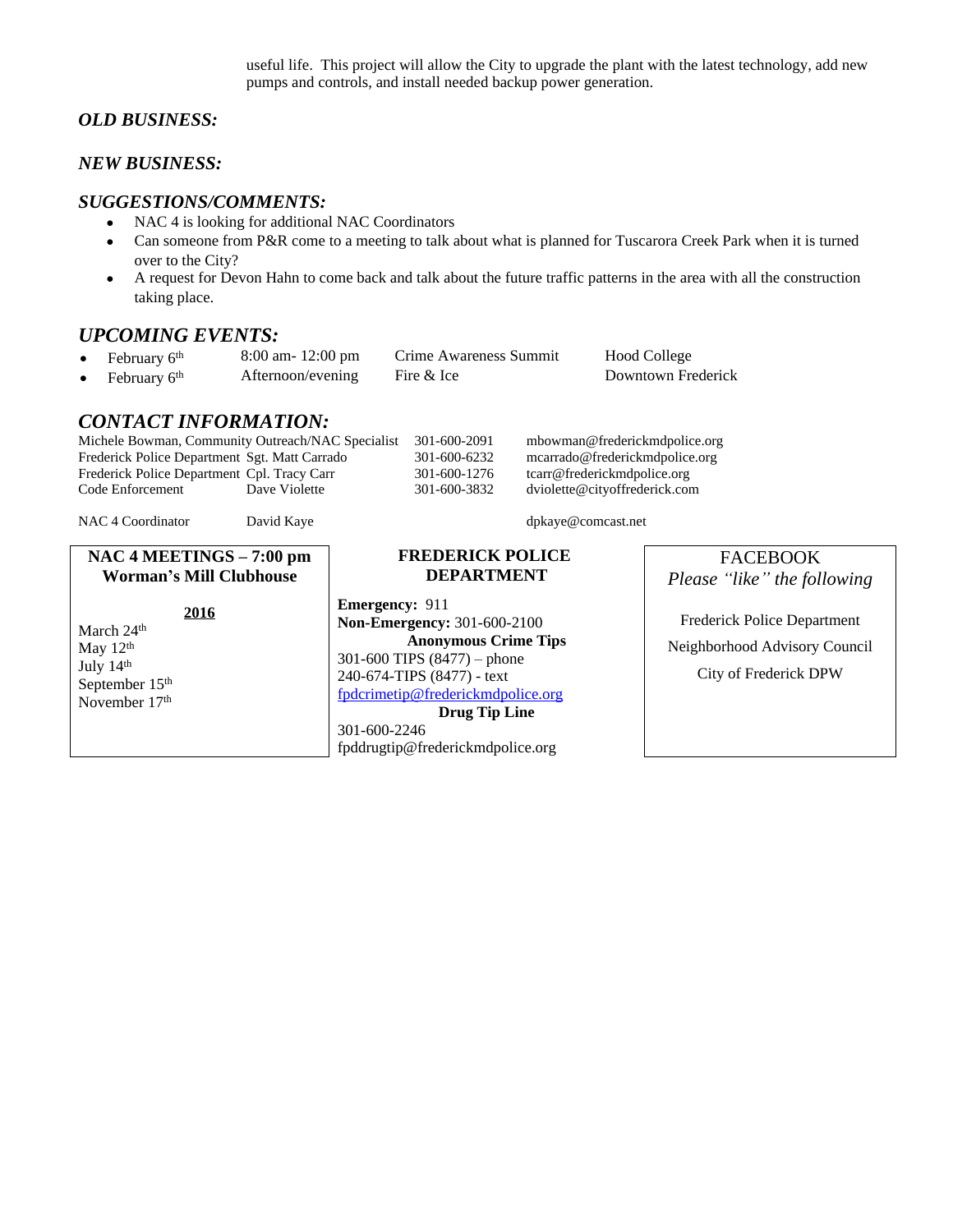useful life. This project will allow the City to upgrade the plant with the latest technology, add new pumps and controls, and install needed backup power generation.

## *OLD BUSINESS:*

## *NEW BUSINESS:*

## *SUGGESTIONS/COMMENTS:*

- NAC 4 is looking for additional NAC Coordinators
- Can someone from P&R come to a meeting to talk about what is planned for Tuscarora Creek Park when it is turned over to the City?
- A request for Devon Hahn to come back and talk about the future traffic patterns in the area with all the construction taking place.

## *UPCOMING EVENTS:*

| | | | |
|---|---|---|---|
| • February 6th | 8:00 am- 12:00 pm | Crime Awareness Summit | Hood College |
| • February 6th | Afternoon/evening | Fire & Ice | Downtown Frederick |

## *CONTACT INFORMATION:*

| | | | |
|---|---|---|---|
| Michele Bowman, Community Outreach/NAC Specialist | | 301-600-2091 | mbowman@frederickmdpolice.org |
| Frederick Police Department | Sgt. Matt Carrado | 301-600-6232 | mcarrado@frederickmdpolice.org |
| Frederick Police Department | Cpl. Tracy Carr | 301-600-1276 | tcarr@frederickmdpolice.org |
| Code Enforcement | Dave Violette | 301-600-3832 | dviolette@cityoffrederick.com |
| NAC 4 Coordinator | David Kaye | | dpkaye@comcast.net |

**NAC 4 MEETINGS – 7:00 pm**
**Worman's Mill Clubhouse**

**2016**

March 24th
May 12th
July 14th
September 15th
November 17th

**FREDERICK POLICE DEPARTMENT**

**Emergency:** 911
**Non-Emergency:** 301-600-2100
**Anonymous Crime Tips**
301-600 TIPS (8477) – phone
240-674-TIPS (8477) - text
fpdcrimetip@frederickmdpolice.org
**Drug Tip Line**
301-600-2246
fpddrugtip@frederickmdpolice.org

FACEBOOK
*Please "like" the following*

Frederick Police Department
Neighborhood Advisory Council
City of Frederick DPW